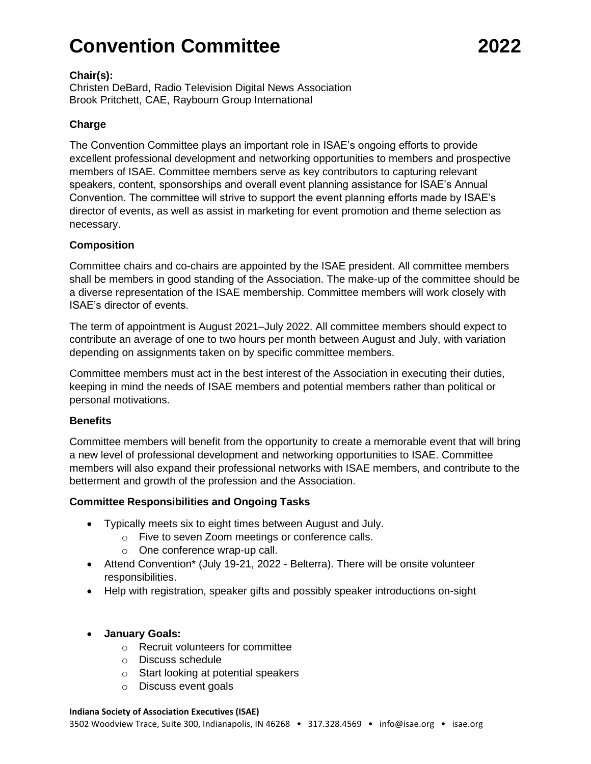# Convention Committee 2022

**Chair(s):**
Christen DeBard, Radio Television Digital News Association
Brook Pritchett, CAE, Raybourn Group International

## Charge

The Convention Committee plays an important role in ISAE's ongoing efforts to provide excellent professional development and networking opportunities to members and prospective members of ISAE. Committee members serve as key contributors to capturing relevant speakers, content, sponsorships and overall event planning assistance for ISAE's Annual Convention. The committee will strive to support the event planning efforts made by ISAE's director of events, as well as assist in marketing for event promotion and theme selection as necessary.

## Composition

Committee chairs and co-chairs are appointed by the ISAE president. All committee members shall be members in good standing of the Association. The make-up of the committee should be a diverse representation of the ISAE membership. Committee members will work closely with ISAE's director of events.

The term of appointment is August 2021–July 2022. All committee members should expect to contribute an average of one to two hours per month between August and July, with variation depending on assignments taken on by specific committee members.

Committee members must act in the best interest of the Association in executing their duties, keeping in mind the needs of ISAE members and potential members rather than political or personal motivations.

## Benefits

Committee members will benefit from the opportunity to create a memorable event that will bring a new level of professional development and networking opportunities to ISAE. Committee members will also expand their professional networks with ISAE members, and contribute to the betterment and growth of the profession and the Association.

## Committee Responsibilities and Ongoing Tasks

- Typically meets six to eight times between August and July.
  - Five to seven Zoom meetings or conference calls.
  - One conference wrap-up call.
- Attend Convention* (July 19-21, 2022 - Belterra). There will be onsite volunteer responsibilities.
- Help with registration, speaker gifts and possibly speaker introductions on-sight

- **January Goals:**
  - Recruit volunteers for committee
  - Discuss schedule
  - Start looking at potential speakers
  - Discuss event goals

**Indiana Society of Association Executives (ISAE)**
3502 Woodview Trace, Suite 300, Indianapolis, IN 46268 • 317.328.4569 • info@isae.org • isae.org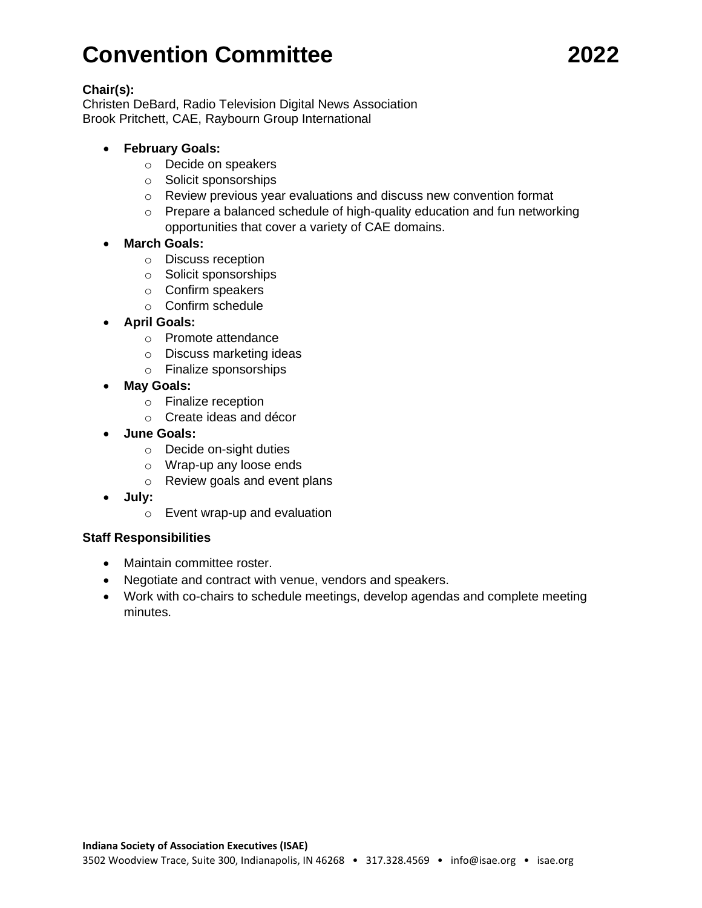# Convention Committee 2022

**Chair(s):**
Christen DeBard, Radio Television Digital News Association
Brook Pritchett, CAE, Raybourn Group International

- **February Goals:**
  - Decide on speakers
  - Solicit sponsorships
  - Review previous year evaluations and discuss new convention format
  - Prepare a balanced schedule of high-quality education and fun networking opportunities that cover a variety of CAE domains.
- **March Goals:**
  - Discuss reception
  - Solicit sponsorships
  - Confirm speakers
  - Confirm schedule
- **April Goals:**
  - Promote attendance
  - Discuss marketing ideas
  - Finalize sponsorships
- **May Goals:**
  - Finalize reception
  - Create ideas and décor
- **June Goals:**
  - Decide on-sight duties
  - Wrap-up any loose ends
  - Review goals and event plans
- **July:**
  - Event wrap-up and evaluation

**Staff Responsibilities**

- Maintain committee roster.
- Negotiate and contract with venue, vendors and speakers.
- Work with co-chairs to schedule meetings, develop agendas and complete meeting minutes.

**Indiana Society of Association Executives (ISAE)**
3502 Woodview Trace, Suite 300, Indianapolis, IN 46268 • 317.328.4569 • info@isae.org • isae.org